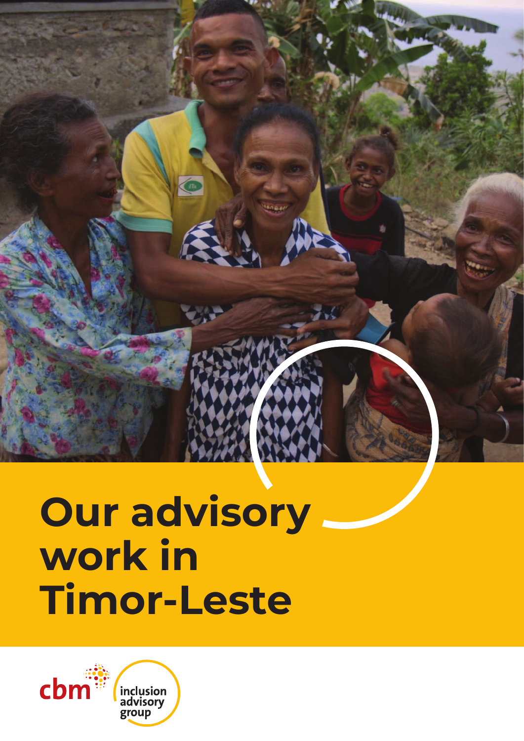# Our advisory work in Timor-Leste

cbm inclusion advisory group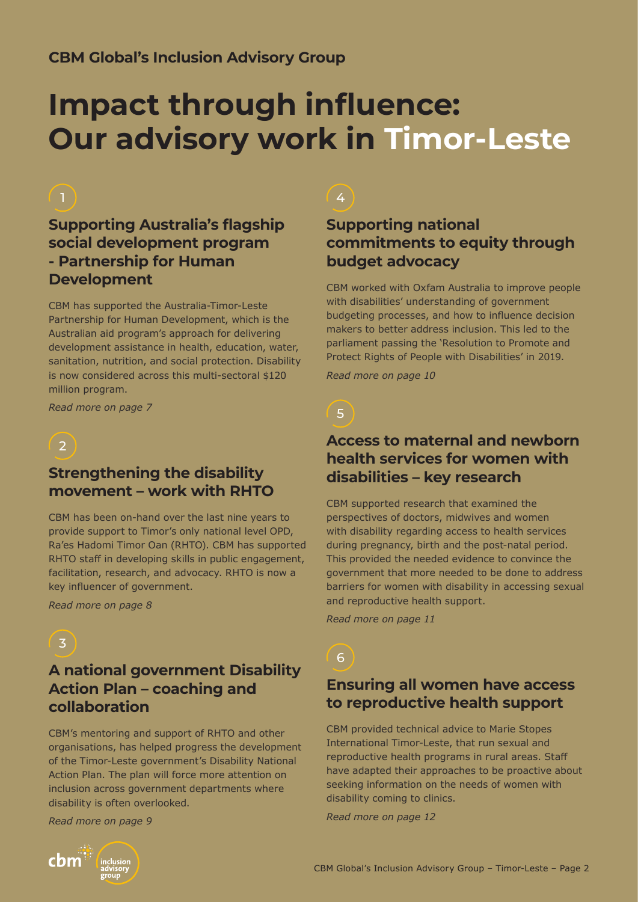**CBM Global's Inclusion Advisory Group**

# Impact through influence: Our advisory work in Timor-Leste

1

## Supporting Australia's flagship social development program - Partnership for Human Development

CBM has supported the Australia-Timor-Leste Partnership for Human Development, which is the Australian aid program's approach for delivering development assistance in health, education, water, sanitation, nutrition, and social protection. Disability is now considered across this multi-sectoral $120 million program.

*Read more on page 7*

2

## Strengthening the disability movement – work with RHTO

CBM has been on-hand over the last nine years to provide support to Timor's only national level OPD, Ra'es Hadomi Timor Oan (RHTO). CBM has supported RHTO staff in developing skills in public engagement, facilitation, research, and advocacy. RHTO is now a key influencer of government.

*Read more on page 8*

3

## A national government Disability Action Plan – coaching and collaboration

CBM's mentoring and support of RHTO and other organisations, has helped progress the development of the Timor-Leste government's Disability National Action Plan. The plan will force more attention on inclusion across government departments where disability is often overlooked.

*Read more on page 9*

4

## Supporting national commitments to equity through budget advocacy

CBM worked with Oxfam Australia to improve people with disabilities' understanding of government budgeting processes, and how to influence decision makers to better address inclusion. This led to the parliament passing the 'Resolution to Promote and Protect Rights of People with Disabilities' in 2019.

*Read more on page 10*

5

## Access to maternal and newborn health services for women with disabilities – key research

CBM supported research that examined the perspectives of doctors, midwives and women with disability regarding access to health services during pregnancy, birth and the post-natal period. This provided the needed evidence to convince the government that more needed to be done to address barriers for women with disability in accessing sexual and reproductive health support.

*Read more on page 11*

6

## Ensuring all women have access to reproductive health support

CBM provided technical advice to Marie Stopes International Timor-Leste, that run sexual and reproductive health programs in rural areas. Staff have adapted their approaches to be proactive about seeking information on the needs of women with disability coming to clinics.

*Read more on page 12*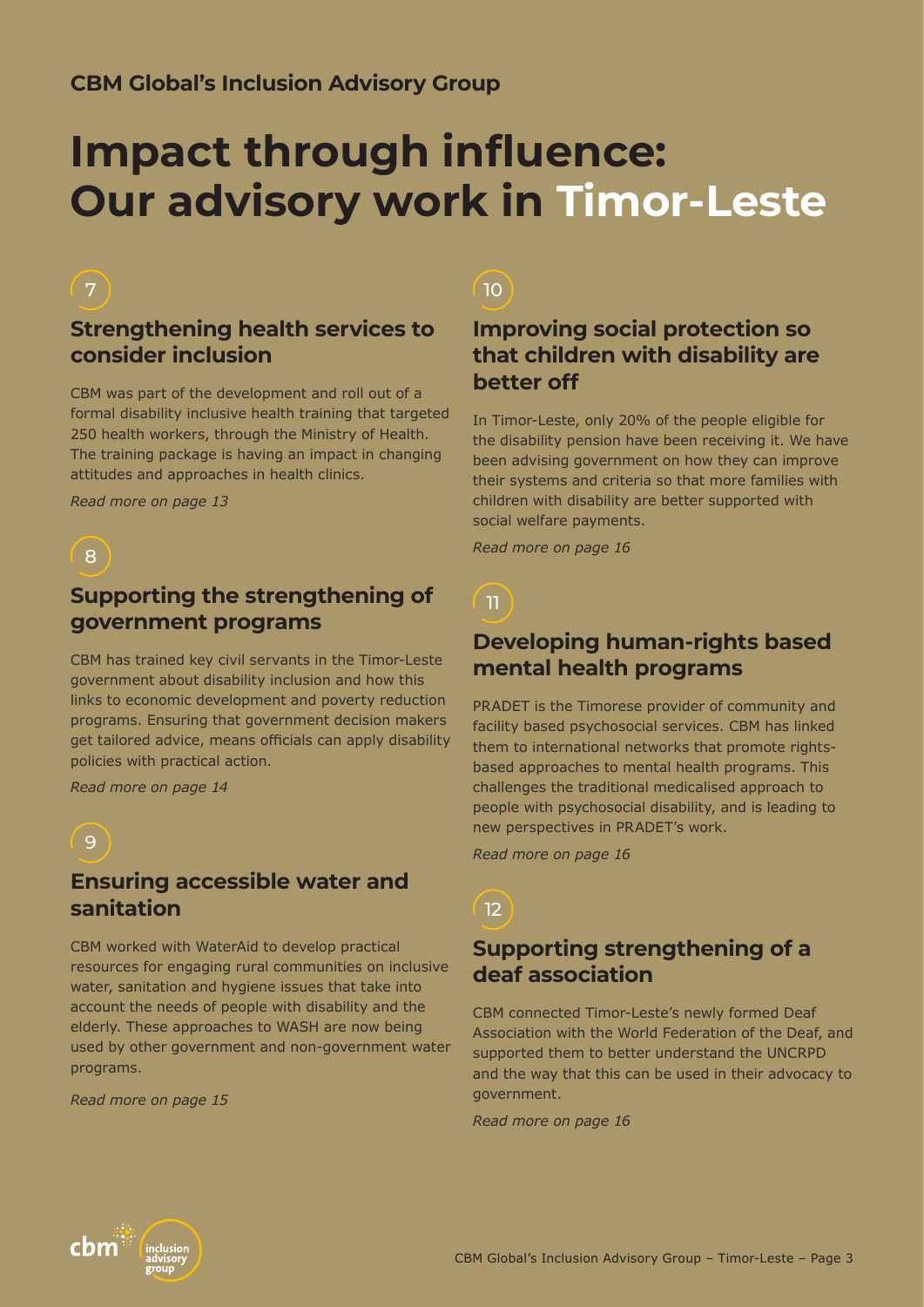CBM Global's Inclusion Advisory Group

# Impact through influence: Our advisory work in Timor-Leste

7

## Strengthening health services to consider inclusion

CBM was part of the development and roll out of a formal disability inclusive health training that targeted 250 health workers, through the Ministry of Health. The training package is having an impact in changing attitudes and approaches in health clinics.

*Read more on page 13*

8

## Supporting the strengthening of government programs

CBM has trained key civil servants in the Timor-Leste government about disability inclusion and how this links to economic development and poverty reduction programs. Ensuring that government decision makers get tailored advice, means officials can apply disability policies with practical action.

*Read more on page 14*

9

## Ensuring accessible water and sanitation

CBM worked with WaterAid to develop practical resources for engaging rural communities on inclusive water, sanitation and hygiene issues that take into account the needs of people with disability and the elderly. These approaches to WASH are now being used by other government and non-government water programs.

*Read more on page 15*

10

## Improving social protection so that children with disability are better off

In Timor-Leste, only 20% of the people eligible for the disability pension have been receiving it. We have been advising government on how they can improve their systems and criteria so that more families with children with disability are better supported with social welfare payments.

*Read more on page 16*

11

## Developing human-rights based mental health programs

PRADET is the Timorese provider of community and facility based psychosocial services. CBM has linked them to international networks that promote rights-based approaches to mental health programs. This challenges the traditional medicalised approach to people with psychosocial disability, and is leading to new perspectives in PRADET's work.

*Read more on page 16*

12

## Supporting strengthening of a deaf association

CBM connected Timor-Leste's newly formed Deaf Association with the World Federation of the Deaf, and supported them to better understand the UNCRPD and the way that this can be used in their advocacy to government.

*Read more on page 16*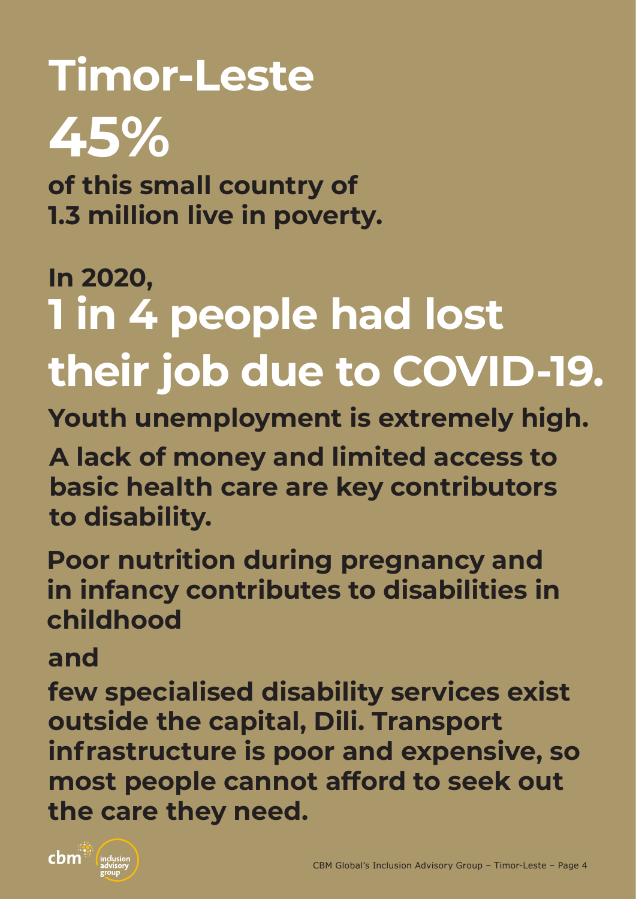# Timor-Leste

## 45%

**of this small country of 1.3 million live in poverty.**

**In 2020,**

## 1 in 4 people had lost their job due to COVID-19.

**Youth unemployment is extremely high.**

**A lack of money and limited access to basic health care are key contributors to disability.**

**Poor nutrition during pregnancy and in infancy contributes to disabilities in childhood**

**and**

**few specialised disability services exist outside the capital, Dili. Transport infrastructure is poor and expensive, so most people cannot afford to seek out the care they need.**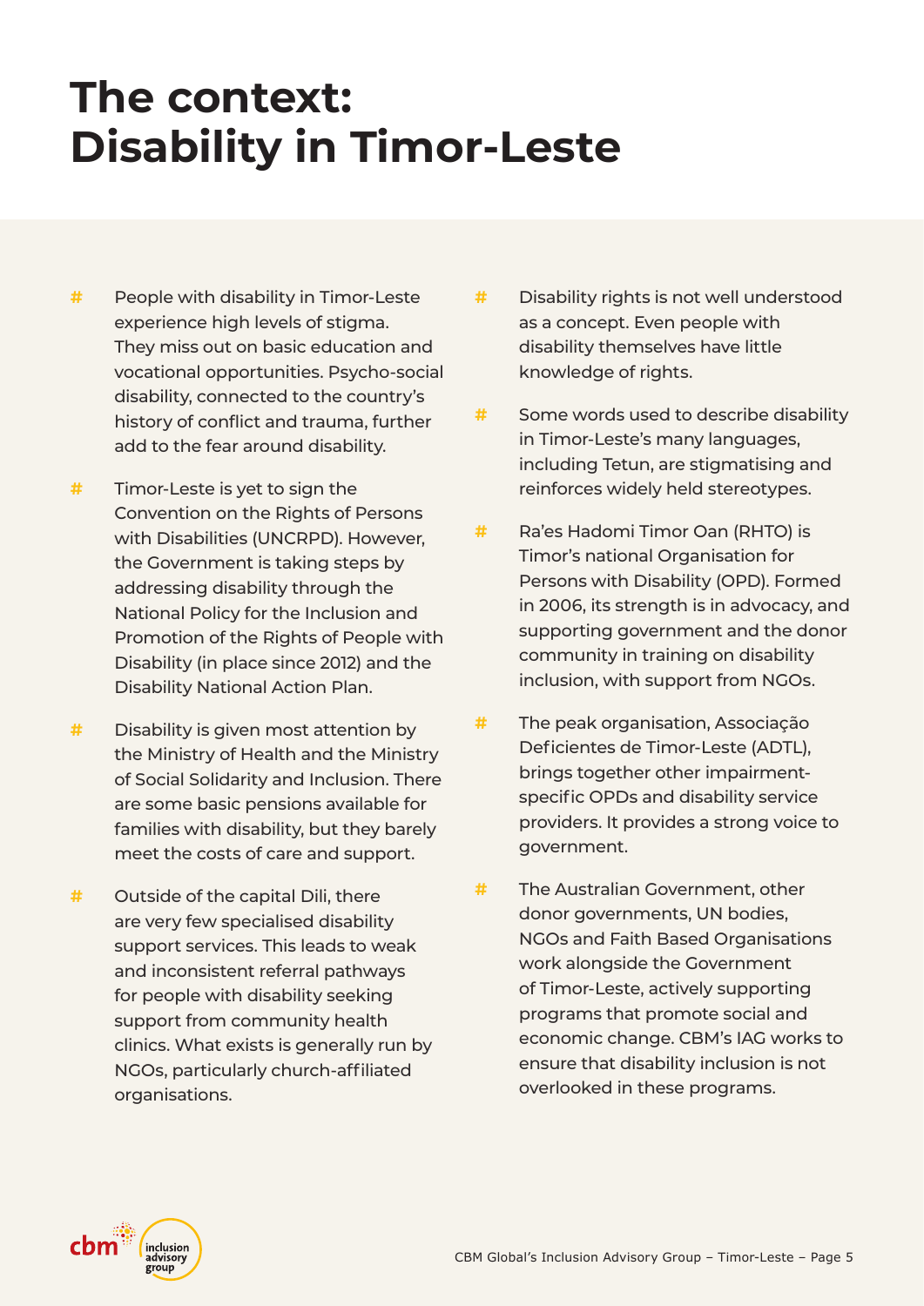# The context: Disability in Timor-Leste

- People with disability in Timor-Leste experience high levels of stigma. They miss out on basic education and vocational opportunities. Psycho-social disability, connected to the country's history of conflict and trauma, further add to the fear around disability.

- Timor-Leste is yet to sign the Convention on the Rights of Persons with Disabilities (UNCRPD). However, the Government is taking steps by addressing disability through the National Policy for the Inclusion and Promotion of the Rights of People with Disability (in place since 2012) and the Disability National Action Plan.

- Disability is given most attention by the Ministry of Health and the Ministry of Social Solidarity and Inclusion. There are some basic pensions available for families with disability, but they barely meet the costs of care and support.

- Outside of the capital Dili, there are very few specialised disability support services. This leads to weak and inconsistent referral pathways for people with disability seeking support from community health clinics. What exists is generally run by NGOs, particularly church-affiliated organisations.

- Disability rights is not well understood as a concept. Even people with disability themselves have little knowledge of rights.

- Some words used to describe disability in Timor-Leste's many languages, including Tetun, are stigmatising and reinforces widely held stereotypes.

- Ra'es Hadomi Timor Oan (RHTO) is Timor's national Organisation for Persons with Disability (OPD). Formed in 2006, its strength is in advocacy, and supporting government and the donor community in training on disability inclusion, with support from NGOs.

- The peak organisation, Associação Deficientes de Timor-Leste (ADTL), brings together other impairment-specific OPDs and disability service providers. It provides a strong voice to government.

- The Australian Government, other donor governments, UN bodies, NGOs and Faith Based Organisations work alongside the Government of Timor-Leste, actively supporting programs that promote social and economic change. CBM's IAG works to ensure that disability inclusion is not overlooked in these programs.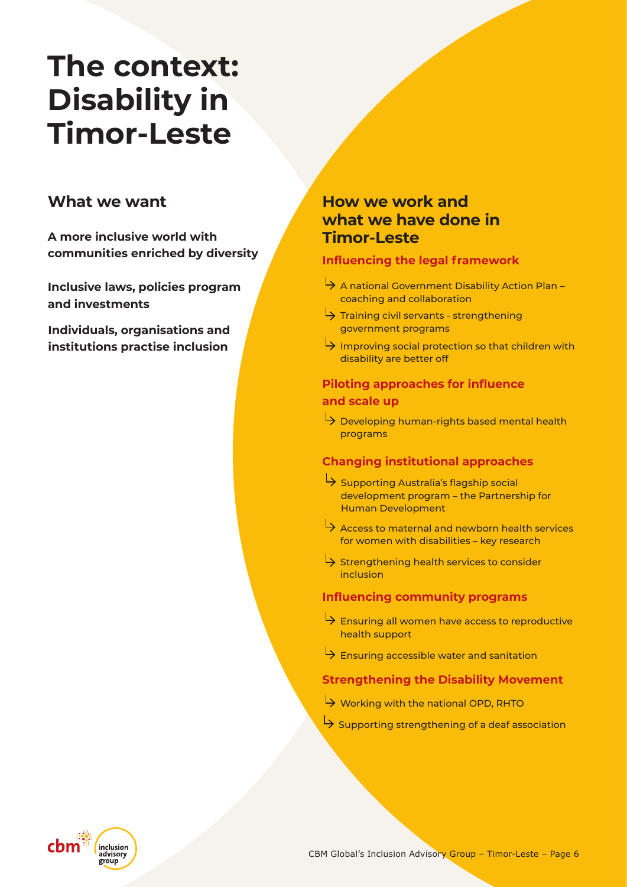# The context: Disability in Timor-Leste

## What we want

**A more inclusive world with communities enriched by diversity**

**Inclusive laws, policies program and investments**

**Individuals, organisations and institutions practise inclusion**

## How we work and what we have done in Timor-Leste

### Influencing the legal framework

- A national Government Disability Action Plan – coaching and collaboration
- Training civil servants - strengthening government programs
- Improving social protection so that children with disability are better off

### Piloting approaches for influence and scale up

- Developing human-rights based mental health programs

### Changing institutional approaches

- Supporting Australia's flagship social development program – the Partnership for Human Development
- Access to maternal and newborn health services for women with disabilities – key research
- Strengthening health services to consider inclusion

### Influencing community programs

- Ensuring all women have access to reproductive health support
- Ensuring accessible water and sanitation

### Strengthening the Disability Movement

- Working with the national OPD, RHTO
- Supporting strengthening of a deaf association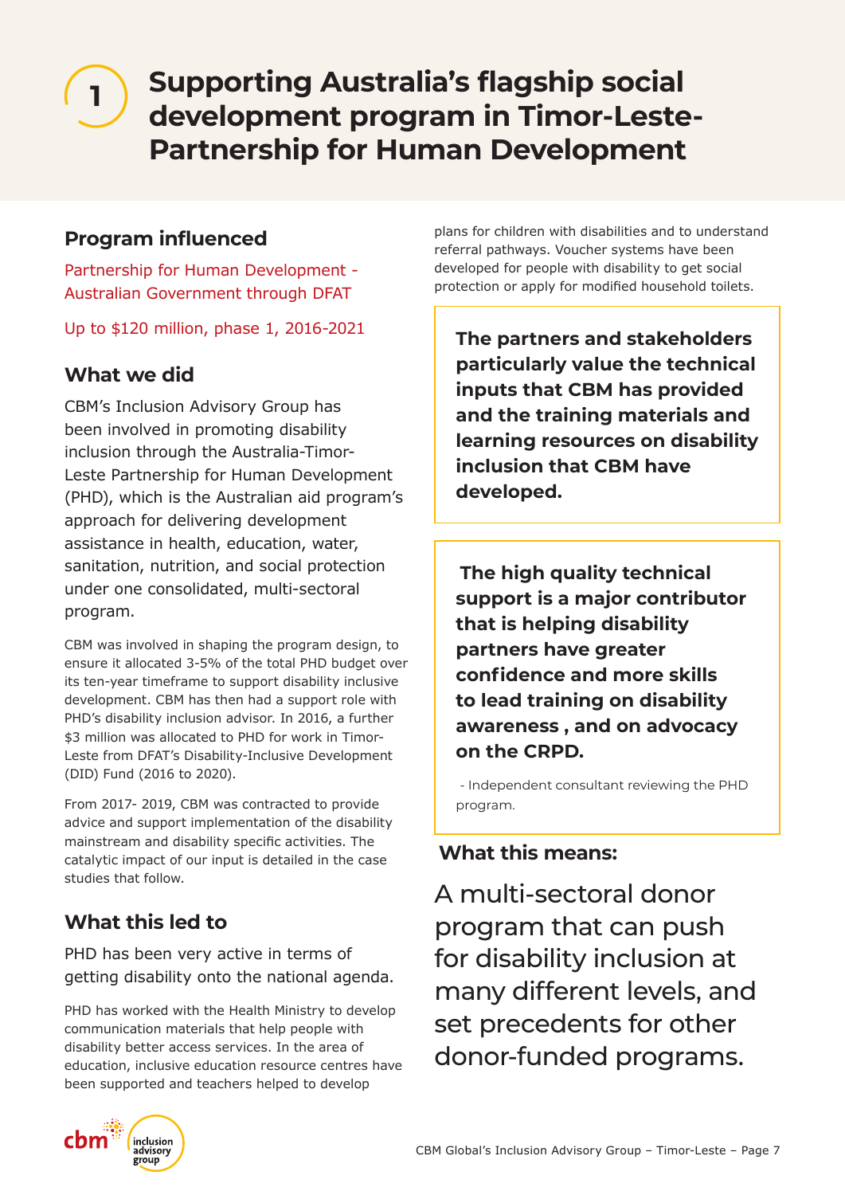# 1 Supporting Australia's flagship social development program in Timor-Leste- Partnership for Human Development

## Program influenced

Partnership for Human Development - Australian Government through DFAT

Up to $120 million, phase 1, 2016-2021

## What we did

CBM's Inclusion Advisory Group has been involved in promoting disability inclusion through the Australia-Timor-Leste Partnership for Human Development (PHD), which is the Australian aid program's approach for delivering development assistance in health, education, water, sanitation, nutrition, and social protection under one consolidated, multi-sectoral program.

CBM was involved in shaping the program design, to ensure it allocated 3-5% of the total PHD budget over its ten-year timeframe to support disability inclusive development. CBM has then had a support role with PHD's disability inclusion advisor. In 2016, a further $3 million was allocated to PHD for work in Timor-Leste from DFAT's Disability-Inclusive Development (DID) Fund (2016 to 2020).

From 2017- 2019, CBM was contracted to provide advice and support implementation of the disability mainstream and disability specific activities. The catalytic impact of our input is detailed in the case studies that follow.

## What this led to

PHD has been very active in terms of getting disability onto the national agenda.

PHD has worked with the Health Ministry to develop communication materials that help people with disability better access services. In the area of education, inclusive education resource centres have been supported and teachers helped to develop plans for children with disabilities and to understand referral pathways. Voucher systems have been developed for people with disability to get social protection or apply for modified household toilets.

**The partners and stakeholders particularly value the technical inputs that CBM has provided and the training materials and learning resources on disability inclusion that CBM have developed.**

**The high quality technical support is a major contributor that is helping disability partners have greater confidence and more skills to lead training on disability awareness , and on advocacy on the CRPD.**

- Independent consultant reviewing the PHD program.

### What this means:

A multi-sectoral donor program that can push for disability inclusion at many different levels, and set precedents for other donor-funded programs.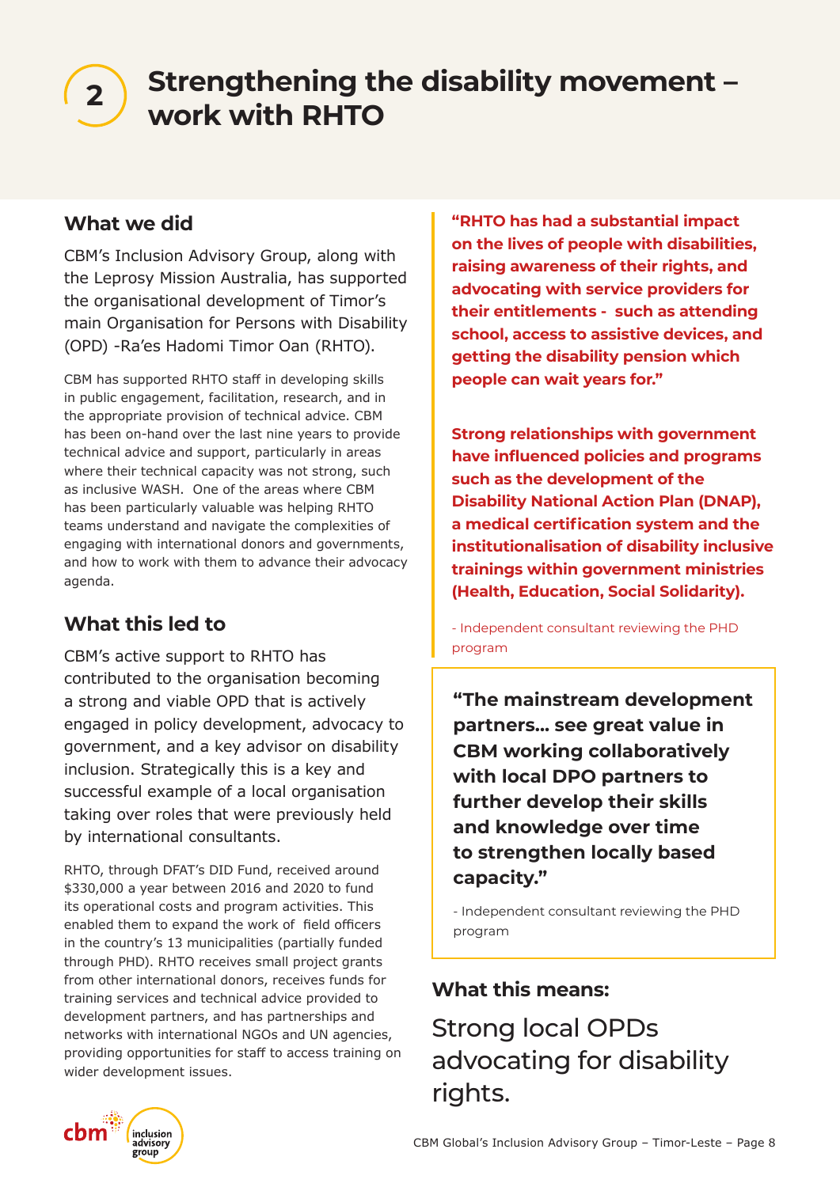# 2 Strengthening the disability movement – work with RHTO

## What we did

CBM's Inclusion Advisory Group, along with the Leprosy Mission Australia, has supported the organisational development of Timor's main Organisation for Persons with Disability (OPD) -Ra'es Hadomi Timor Oan (RHTO).

CBM has supported RHTO staff in developing skills in public engagement, facilitation, research, and in the appropriate provision of technical advice. CBM has been on-hand over the last nine years to provide technical advice and support, particularly in areas where their technical capacity was not strong, such as inclusive WASH. One of the areas where CBM has been particularly valuable was helping RHTO teams understand and navigate the complexities of engaging with international donors and governments, and how to work with them to advance their advocacy agenda.

## What this led to

CBM's active support to RHTO has contributed to the organisation becoming a strong and viable OPD that is actively engaged in policy development, advocacy to government, and a key advisor on disability inclusion. Strategically this is a key and successful example of a local organisation taking over roles that were previously held by international consultants.

RHTO, through DFAT's DID Fund, received around $330,000 a year between 2016 and 2020 to fund its operational costs and program activities. This enabled them to expand the work of field officers in the country's 13 municipalities (partially funded through PHD). RHTO receives small project grants from other international donors, receives funds for training services and technical advice provided to development partners, and has partnerships and networks with international NGOs and UN agencies, providing opportunities for staff to access training on wider development issues.

> **"RHTO has had a substantial impact on the lives of people with disabilities, raising awareness of their rights, and advocating with service providers for their entitlements - such as attending school, access to assistive devices, and getting the disability pension which people can wait years for."**
>
> **Strong relationships with government have influenced policies and programs such as the development of the Disability National Action Plan (DNAP), a medical certification system and the institutionalisation of disability inclusive trainings within government ministries (Health, Education, Social Solidarity).**
>
> - Independent consultant reviewing the PHD program

> **"The mainstream development partners... see great value in CBM working collaboratively with local DPO partners to further develop their skills and knowledge over time to strengthen locally based capacity."**
>
> - Independent consultant reviewing the PHD program

### What this means:

Strong local OPDs advocating for disability rights.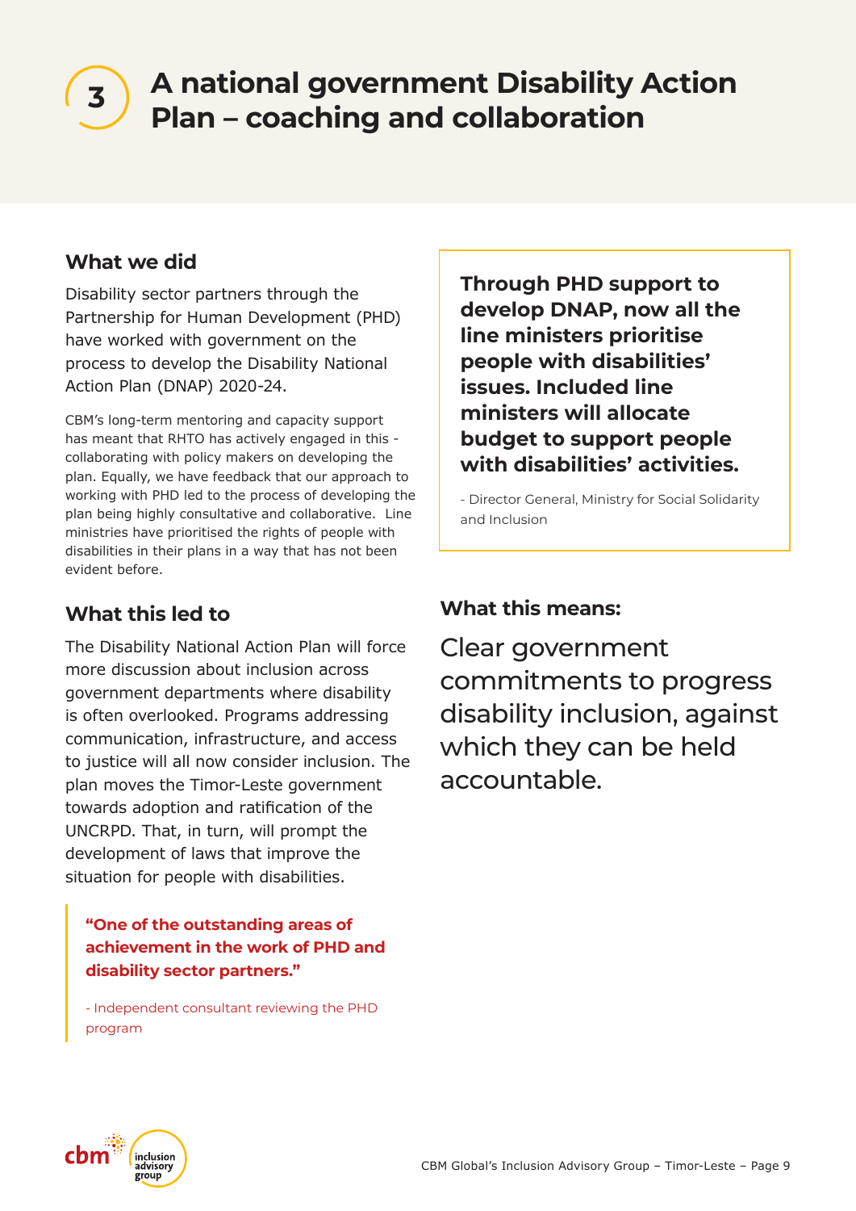# 3 A national government Disability Action Plan – coaching and collaboration

## What we did

Disability sector partners through the Partnership for Human Development (PHD) have worked with government on the process to develop the Disability National Action Plan (DNAP) 2020-24.

CBM's long-term mentoring and capacity support has meant that RHTO has actively engaged in this - collaborating with policy makers on developing the plan. Equally, we have feedback that our approach to working with PHD led to the process of developing the plan being highly consultative and collaborative. Line ministries have prioritised the rights of people with disabilities in their plans in a way that has not been evident before.

## What this led to

The Disability National Action Plan will force more discussion about inclusion across government departments where disability is often overlooked. Programs addressing communication, infrastructure, and access to justice will all now consider inclusion. The plan moves the Timor-Leste government towards adoption and ratification of the UNCRPD. That, in turn, will prompt the development of laws that improve the situation for people with disabilities.

> **"One of the outstanding areas of achievement in the work of PHD and disability sector partners."**
>
> - Independent consultant reviewing the PHD program

> **Through PHD support to develop DNAP, now all the line ministers prioritise people with disabilities' issues. Included line ministers will allocate budget to support people with disabilities' activities.**
>
> - Director General, Ministry for Social Solidarity and Inclusion

## What this means:

Clear government commitments to progress disability inclusion, against which they can be held accountable.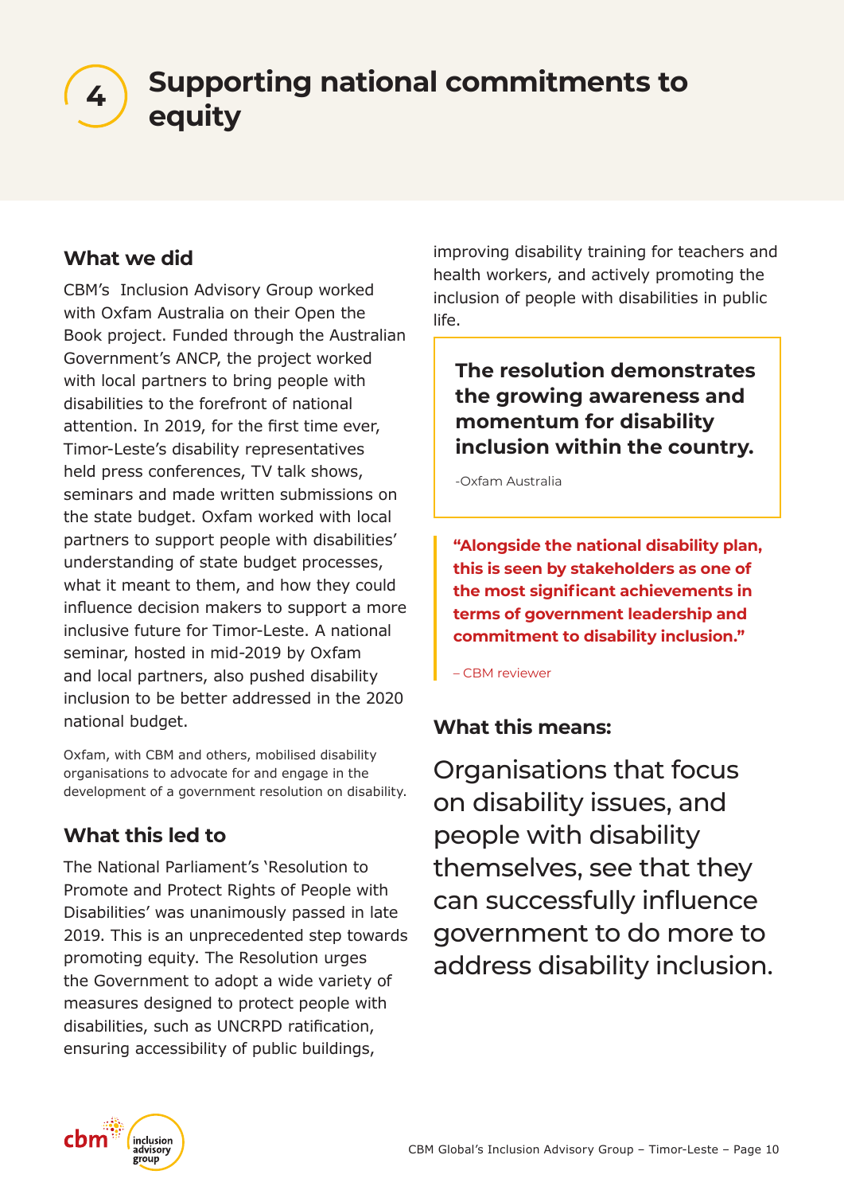# 4 Supporting national commitments to equity

## What we did

CBM's Inclusion Advisory Group worked with Oxfam Australia on their Open the Book project. Funded through the Australian Government's ANCP, the project worked with local partners to bring people with disabilities to the forefront of national attention. In 2019, for the first time ever, Timor-Leste's disability representatives held press conferences, TV talk shows, seminars and made written submissions on the state budget. Oxfam worked with local partners to support people with disabilities' understanding of state budget processes, what it meant to them, and how they could influence decision makers to support a more inclusive future for Timor-Leste. A national seminar, hosted in mid-2019 by Oxfam and local partners, also pushed disability inclusion to be better addressed in the 2020 national budget.

Oxfam, with CBM and others, mobilised disability organisations to advocate for and engage in the development of a government resolution on disability.

## What this led to

The National Parliament's 'Resolution to Promote and Protect Rights of People with Disabilities' was unanimously passed in late 2019. This is an unprecedented step towards promoting equity. The Resolution urges the Government to adopt a wide variety of measures designed to protect people with disabilities, such as UNCRPD ratification, ensuring accessibility of public buildings, improving disability training for teachers and health workers, and actively promoting the inclusion of people with disabilities in public life.

> **The resolution demonstrates the growing awareness and momentum for disability inclusion within the country.**
>
> -Oxfam Australia

> **"Alongside the national disability plan, this is seen by stakeholders as one of the most significant achievements in terms of government leadership and commitment to disability inclusion."**
>
> – CBM reviewer

## What this means:

Organisations that focus on disability issues, and people with disability themselves, see that they can successfully influence government to do more to address disability inclusion.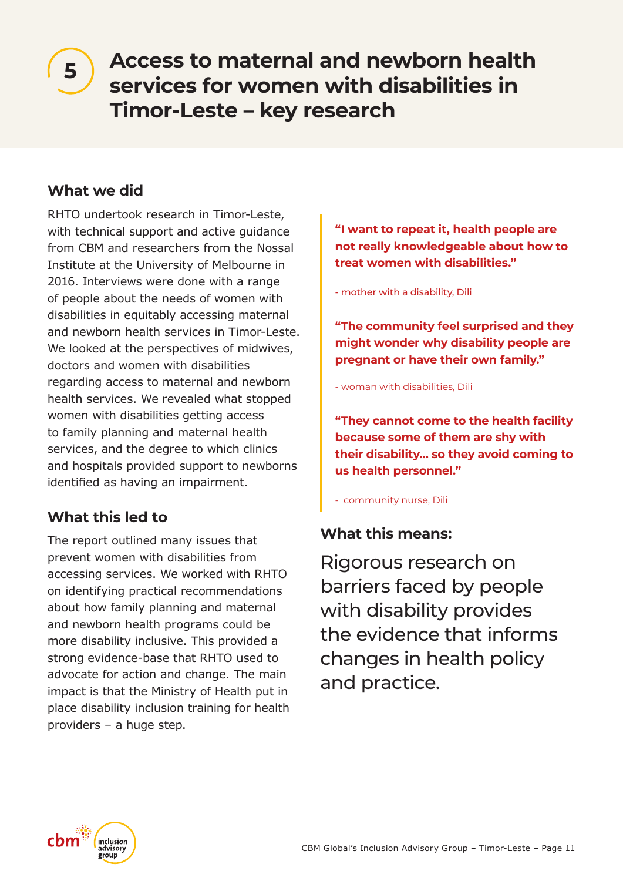# 5 Access to maternal and newborn health services for women with disabilities in Timor-Leste – key research

## What we did

RHTO undertook research in Timor-Leste, with technical support and active guidance from CBM and researchers from the Nossal Institute at the University of Melbourne in 2016. Interviews were done with a range of people about the needs of women with disabilities in equitably accessing maternal and newborn health services in Timor-Leste. We looked at the perspectives of midwives, doctors and women with disabilities regarding access to maternal and newborn health services. We revealed what stopped women with disabilities getting access to family planning and maternal health services, and the degree to which clinics and hospitals provided support to newborns identified as having an impairment.

## What this led to

The report outlined many issues that prevent women with disabilities from accessing services. We worked with RHTO on identifying practical recommendations about how family planning and maternal and newborn health programs could be more disability inclusive. This provided a strong evidence-base that RHTO used to advocate for action and change. The main impact is that the Ministry of Health put in place disability inclusion training for health providers – a huge step.

> **"I want to repeat it, health people are not really knowledgeable about how to treat women with disabilities."**
>
> - mother with a disability, Dili

> **"The community feel surprised and they might wonder why disability people are pregnant or have their own family."**
>
> - woman with disabilities, Dili

> **"They cannot come to the health facility because some of them are shy with their disability... so they avoid coming to us health personnel."**
>
> - community nurse, Dili

## What this means:

Rigorous research on barriers faced by people with disability provides the evidence that informs changes in health policy and practice.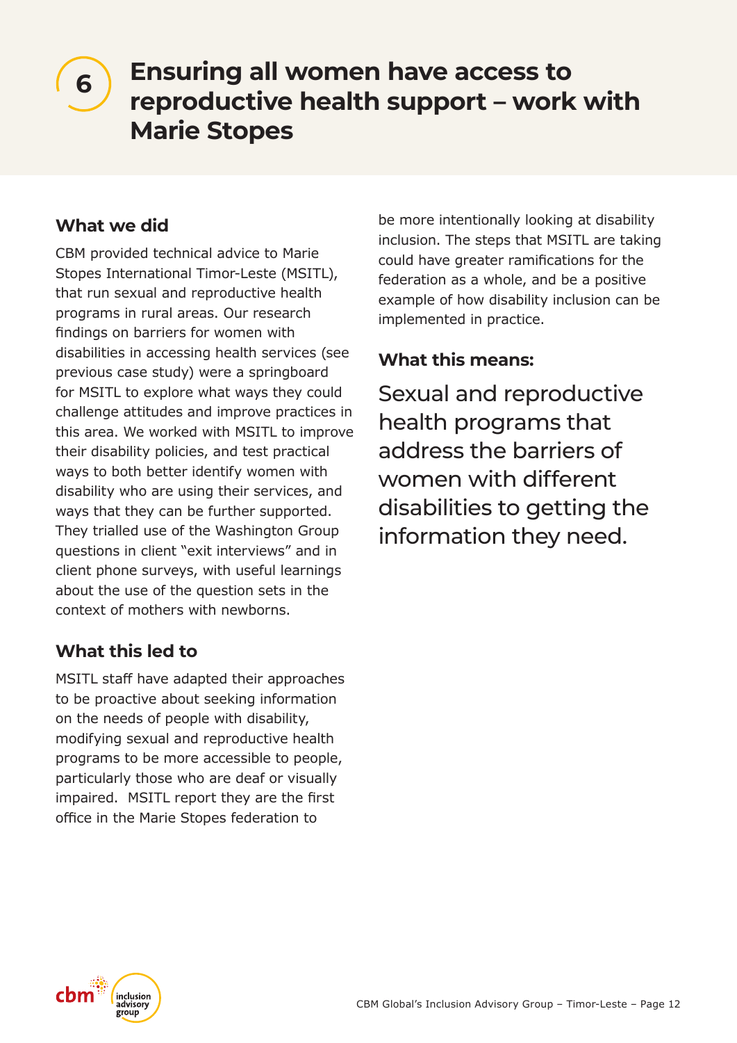# 6 Ensuring all women have access to reproductive health support – work with Marie Stopes

## What we did

CBM provided technical advice to Marie Stopes International Timor-Leste (MSITL), that run sexual and reproductive health programs in rural areas. Our research findings on barriers for women with disabilities in accessing health services (see previous case study) were a springboard for MSITL to explore what ways they could challenge attitudes and improve practices in this area. We worked with MSITL to improve their disability policies, and test practical ways to both better identify women with disability who are using their services, and ways that they can be further supported. They trialled use of the Washington Group questions in client "exit interviews" and in client phone surveys, with useful learnings about the use of the question sets in the context of mothers with newborns.

## What this led to

MSITL staff have adapted their approaches to be proactive about seeking information on the needs of people with disability, modifying sexual and reproductive health programs to be more accessible to people, particularly those who are deaf or visually impaired. MSITL report they are the first office in the Marie Stopes federation to be more intentionally looking at disability inclusion. The steps that MSITL are taking could have greater ramifications for the federation as a whole, and be a positive example of how disability inclusion can be implemented in practice.

## What this means:

Sexual and reproductive health programs that address the barriers of women with different disabilities to getting the information they need.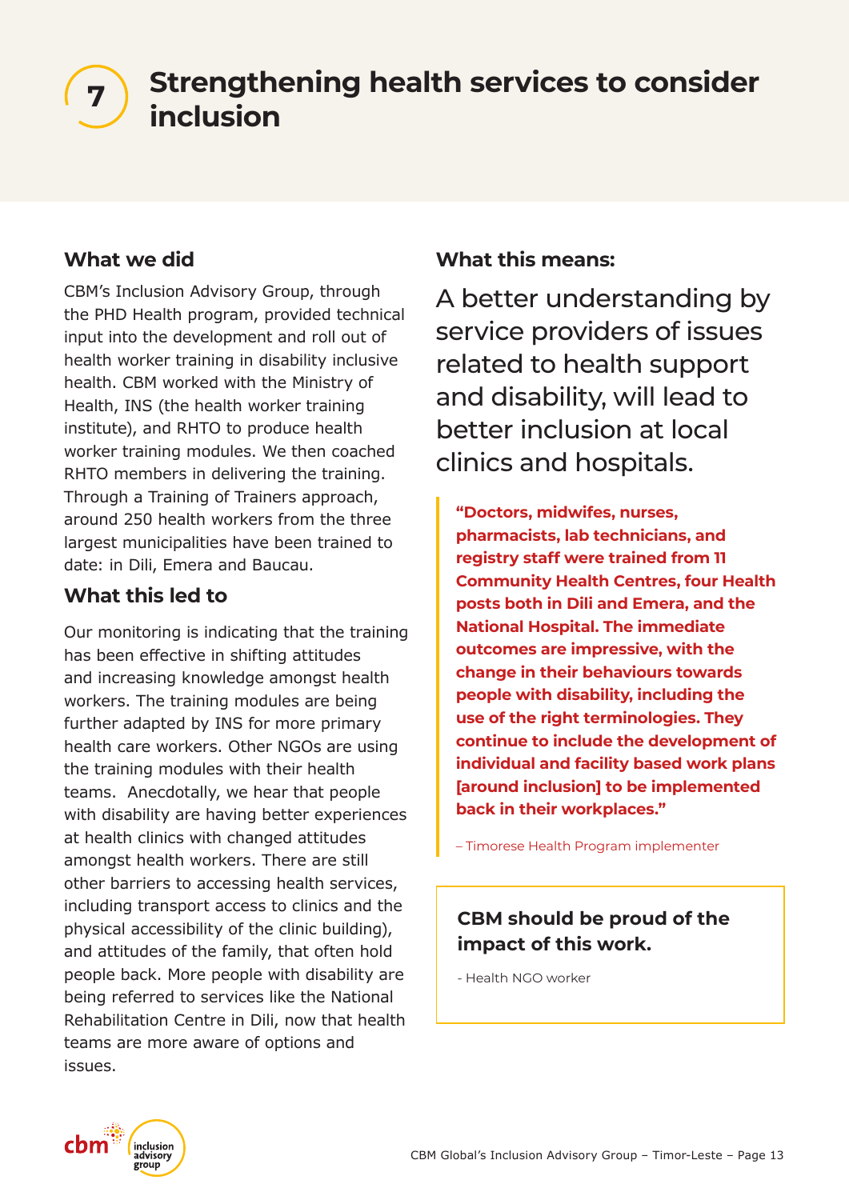# 7 Strengthening health services to consider inclusion

## What we did

CBM's Inclusion Advisory Group, through the PHD Health program, provided technical input into the development and roll out of health worker training in disability inclusive health. CBM worked with the Ministry of Health, INS (the health worker training institute), and RHTO to produce health worker training modules. We then coached RHTO members in delivering the training. Through a Training of Trainers approach, around 250 health workers from the three largest municipalities have been trained to date: in Dili, Emera and Baucau.

## What this led to

Our monitoring is indicating that the training has been effective in shifting attitudes and increasing knowledge amongst health workers. The training modules are being further adapted by INS for more primary health care workers. Other NGOs are using the training modules with their health teams. Anecdotally, we hear that people with disability are having better experiences at health clinics with changed attitudes amongst health workers. There are still other barriers to accessing health services, including transport access to clinics and the physical accessibility of the clinic building), and attitudes of the family, that often hold people back. More people with disability are being referred to services like the National Rehabilitation Centre in Dili, now that health teams are more aware of options and issues.

## What this means:

A better understanding by service providers of issues related to health support and disability, will lead to better inclusion at local clinics and hospitals.

> **"Doctors, midwifes, nurses, pharmacists, lab technicians, and registry staff were trained from 11 Community Health Centres, four Health posts both in Dili and Emera, and the National Hospital. The immediate outcomes are impressive, with the change in their behaviours towards people with disability, including the use of the right terminologies. They continue to include the development of individual and facility based work plans [around inclusion] to be implemented back in their workplaces."**
>
> – Timorese Health Program implementer

> **CBM should be proud of the impact of this work.**
>
> - Health NGO worker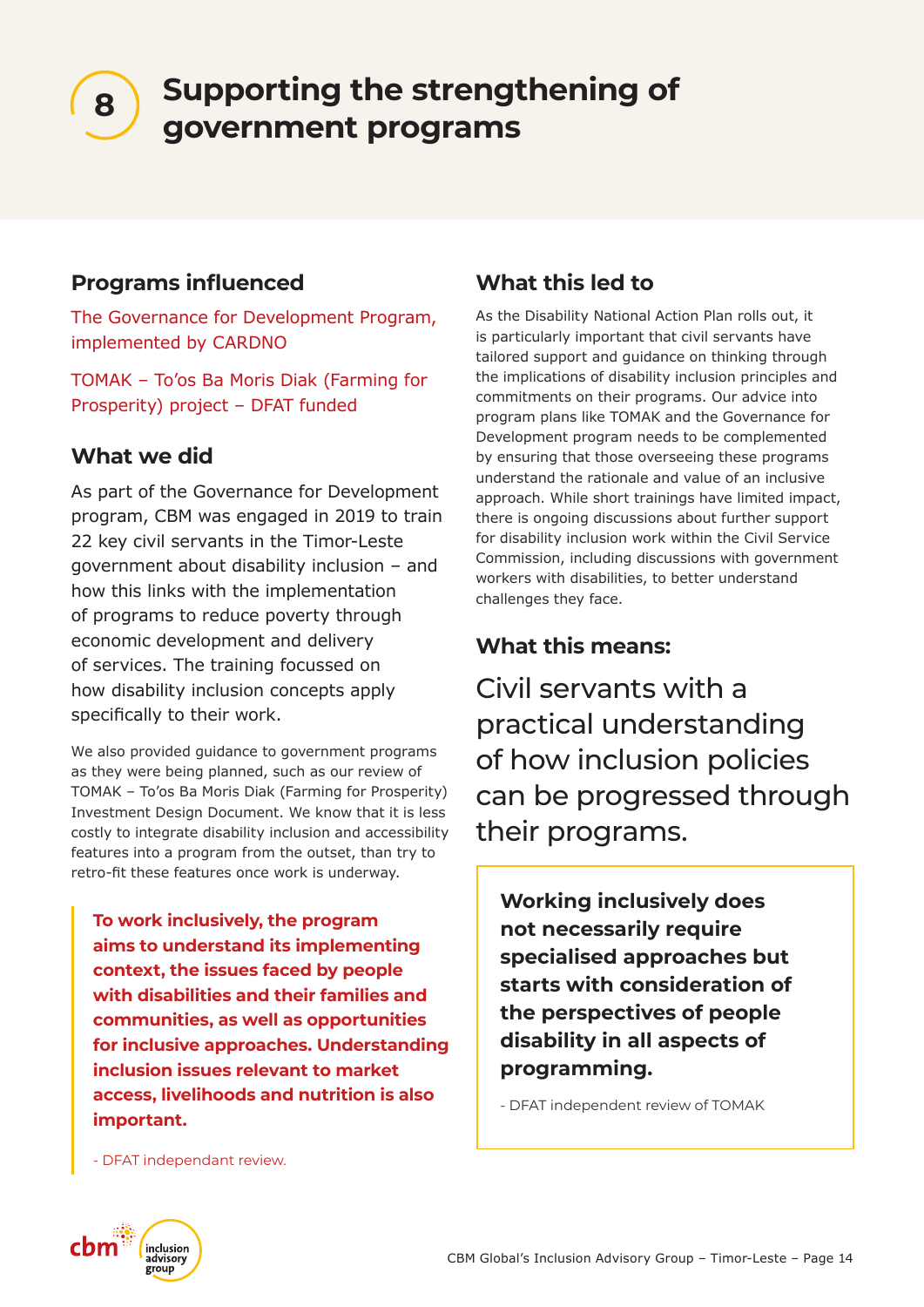# 8 Supporting the strengthening of government programs

## Programs influenced

The Governance for Development Program, implemented by CARDNO

TOMAK – To'os Ba Moris Diak (Farming for Prosperity) project – DFAT funded

## What we did

As part of the Governance for Development program, CBM was engaged in 2019 to train 22 key civil servants in the Timor-Leste government about disability inclusion – and how this links with the implementation of programs to reduce poverty through economic development and delivery of services. The training focussed on how disability inclusion concepts apply specifically to their work.

We also provided guidance to government programs as they were being planned, such as our review of TOMAK – To'os Ba Moris Diak (Farming for Prosperity) Investment Design Document. We know that it is less costly to integrate disability inclusion and accessibility features into a program from the outset, than try to retro-fit these features once work is underway.

> **To work inclusively, the program aims to understand its implementing context, the issues faced by people with disabilities and their families and communities, as well as opportunities for inclusive approaches. Understanding inclusion issues relevant to market access, livelihoods and nutrition is also important.**
>
> - DFAT independant review.

## What this led to

As the Disability National Action Plan rolls out, it is particularly important that civil servants have tailored support and guidance on thinking through the implications of disability inclusion principles and commitments on their programs. Our advice into program plans like TOMAK and the Governance for Development program needs to be complemented by ensuring that those overseeing these programs understand the rationale and value of an inclusive approach. While short trainings have limited impact, there is ongoing discussions about further support for disability inclusion work within the Civil Service Commission, including discussions with government workers with disabilities, to better understand challenges they face.

## What this means:

Civil servants with a practical understanding of how inclusion policies can be progressed through their programs.

> **Working inclusively does not necessarily require specialised approaches but starts with consideration of the perspectives of people disability in all aspects of programming.**
>
> - DFAT independent review of TOMAK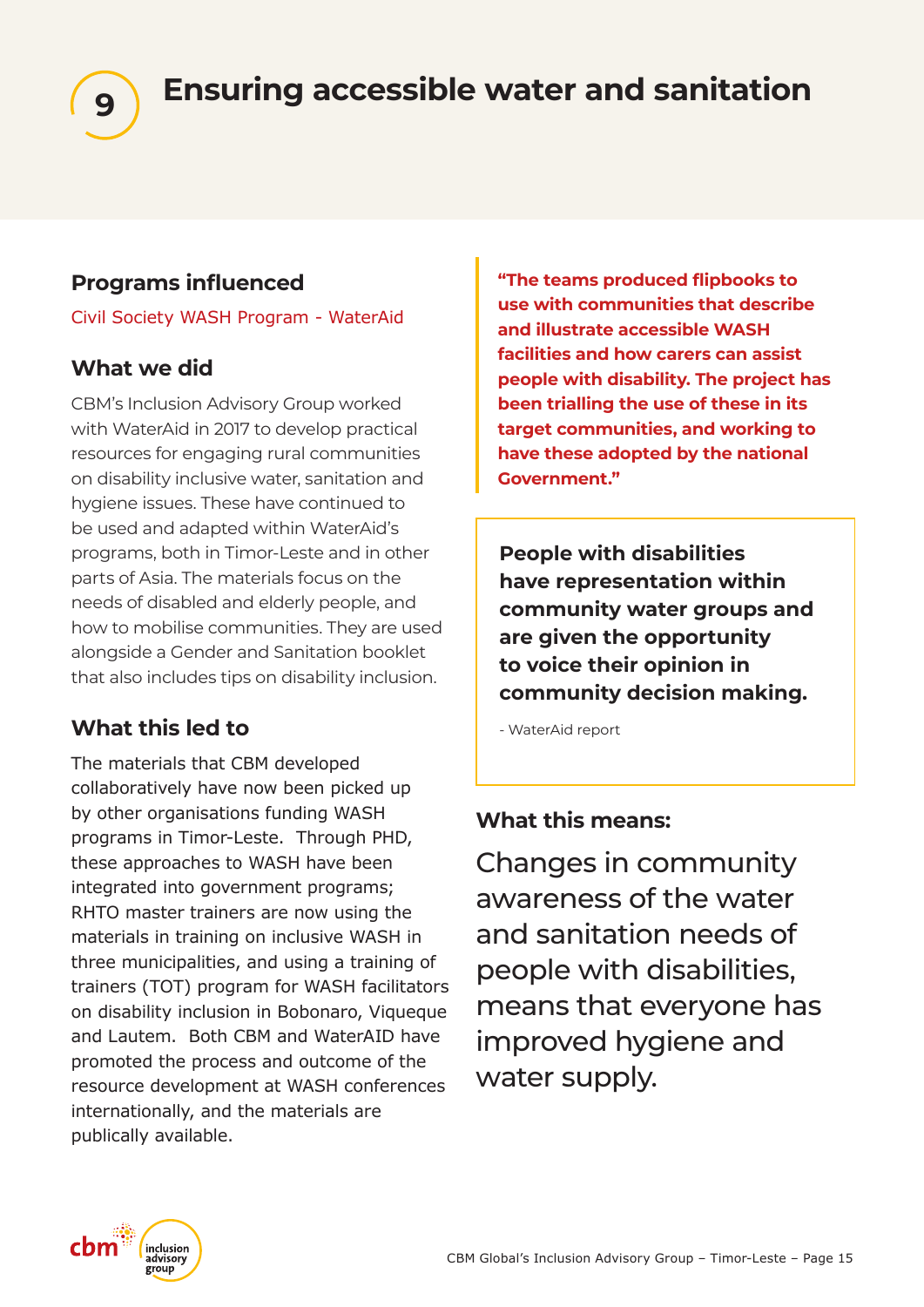# 9 Ensuring accessible water and sanitation

## Programs influenced

Civil Society WASH Program - WaterAid

## What we did

CBM's Inclusion Advisory Group worked with WaterAid in 2017 to develop practical resources for engaging rural communities on disability inclusive water, sanitation and hygiene issues. These have continued to be used and adapted within WaterAid's programs, both in Timor-Leste and in other parts of Asia. The materials focus on the needs of disabled and elderly people, and how to mobilise communities. They are used alongside a Gender and Sanitation booklet that also includes tips on disability inclusion.

## What this led to

The materials that CBM developed collaboratively have now been picked up by other organisations funding WASH programs in Timor-Leste. Through PHD, these approaches to WASH have been integrated into government programs; RHTO master trainers are now using the materials in training on inclusive WASH in three municipalities, and using a training of trainers (TOT) program for WASH facilitators on disability inclusion in Bobonaro, Viqueque and Lautem. Both CBM and WaterAID have promoted the process and outcome of the resource development at WASH conferences internationally, and the materials are publically available.

**"The teams produced flipbooks to use with communities that describe and illustrate accessible WASH facilities and how carers can assist people with disability. The project has been trialling the use of these in its target communities, and working to have these adopted by the national Government."**

> **People with disabilities have representation within community water groups and are given the opportunity to voice their opinion in community decision making.**
>
> - WaterAid report

### What this means:

Changes in community awareness of the water and sanitation needs of people with disabilities, means that everyone has improved hygiene and water supply.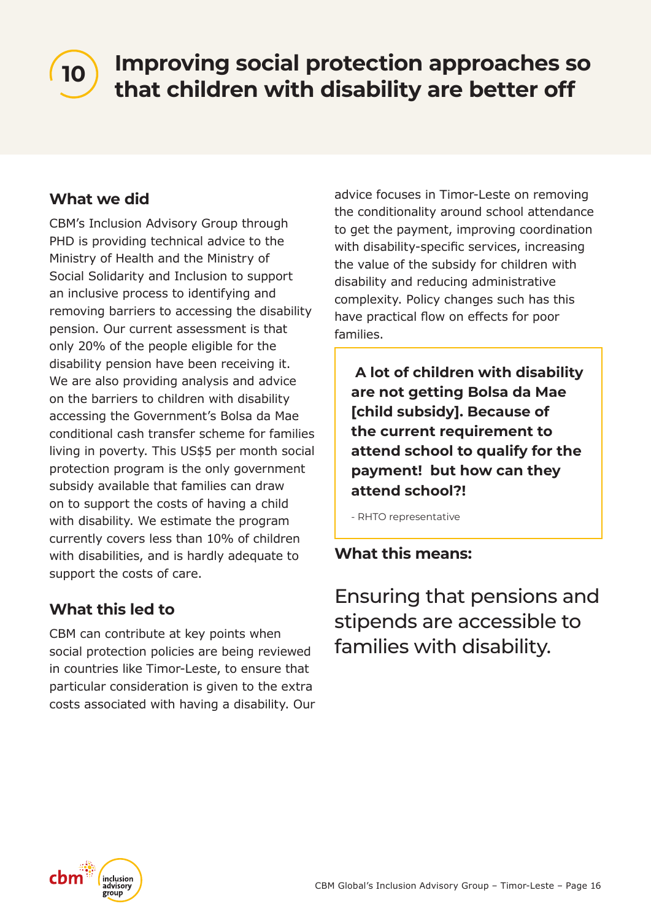# 10 Improving social protection approaches so that children with disability are better off

## What we did

CBM's Inclusion Advisory Group through PHD is providing technical advice to the Ministry of Health and the Ministry of Social Solidarity and Inclusion to support an inclusive process to identifying and removing barriers to accessing the disability pension. Our current assessment is that only 20% of the people eligible for the disability pension have been receiving it. We are also providing analysis and advice on the barriers to children with disability accessing the Government's Bolsa da Mae conditional cash transfer scheme for families living in poverty. This US$5 per month social protection program is the only government subsidy available that families can draw on to support the costs of having a child with disability. We estimate the program currently covers less than 10% of children with disabilities, and is hardly adequate to support the costs of care.

## What this led to

CBM can contribute at key points when social protection policies are being reviewed in countries like Timor-Leste, to ensure that particular consideration is given to the extra costs associated with having a disability. Our advice focuses in Timor-Leste on removing the conditionality around school attendance to get the payment, improving coordination with disability-specific services, increasing the value of the subsidy for children with disability and reducing administrative complexity. Policy changes such has this have practical flow on effects for poor families.

> **A lot of children with disability are not getting Bolsa da Mae [child subsidy]. Because of the current requirement to attend school to qualify for the payment! but how can they attend school?!**
>
> - RHTO representative

## What this means:

Ensuring that pensions and stipends are accessible to families with disability.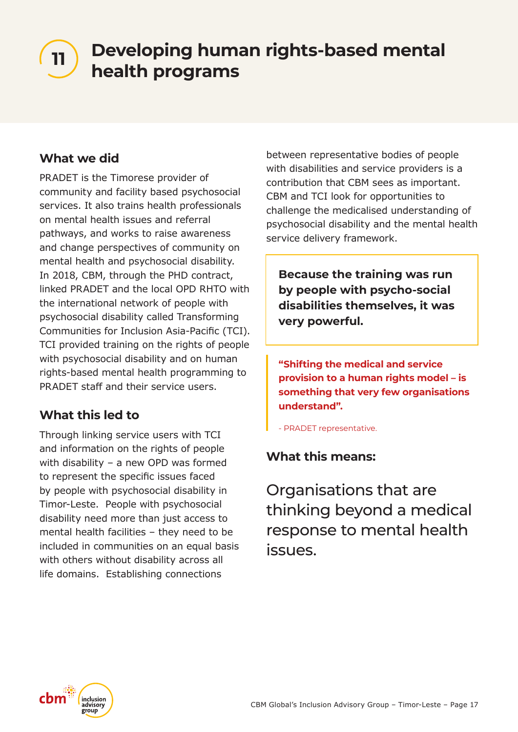# 11 Developing human rights-based mental health programs

## What we did

PRADET is the Timorese provider of community and facility based psychosocial services. It also trains health professionals on mental health issues and referral pathways, and works to raise awareness and change perspectives of community on mental health and psychosocial disability. In 2018, CBM, through the PHD contract, linked PRADET and the local OPD RHTO with the international network of people with psychosocial disability called Transforming Communities for Inclusion Asia-Pacific (TCI). TCI provided training on the rights of people with psychosocial disability and on human rights-based mental health programming to PRADET staff and their service users.

## What this led to

Through linking service users with TCI and information on the rights of people with disability – a new OPD was formed to represent the specific issues faced by people with psychosocial disability in Timor-Leste. People with psychosocial disability need more than just access to mental health facilities – they need to be included in communities on an equal basis with others without disability across all life domains. Establishing connections between representative bodies of people with disabilities and service providers is a contribution that CBM sees as important. CBM and TCI look for opportunities to challenge the medicalised understanding of psychosocial disability and the mental health service delivery framework.

**Because the training was run by people with psycho-social disabilities themselves, it was very powerful.**

> **"Shifting the medical and service provision to a human rights model – is something that very few organisations understand".**
>
> - PRADET representative.

## What this means:

Organisations that are thinking beyond a medical response to mental health issues.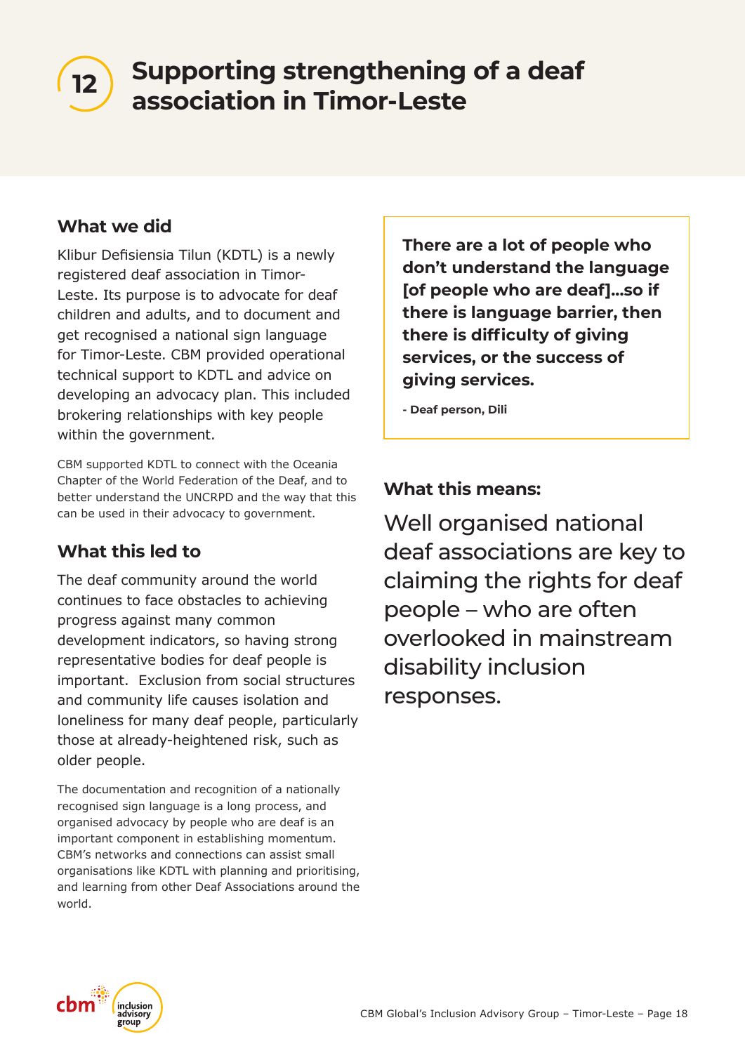# 12 Supporting strengthening of a deaf association in Timor-Leste

## What we did

Klibur Defisiensia Tilun (KDTL) is a newly registered deaf association in Timor-Leste. Its purpose is to advocate for deaf children and adults, and to document and get recognised a national sign language for Timor-Leste. CBM provided operational technical support to KDTL and advice on developing an advocacy plan. This included brokering relationships with key people within the government.

CBM supported KDTL to connect with the Oceania Chapter of the World Federation of the Deaf, and to better understand the UNCRPD and the way that this can be used in their advocacy to government.

## What this led to

The deaf community around the world continues to face obstacles to achieving progress against many common development indicators, so having strong representative bodies for deaf people is important. Exclusion from social structures and community life causes isolation and loneliness for many deaf people, particularly those at already-heightened risk, such as older people.

The documentation and recognition of a nationally recognised sign language is a long process, and organised advocacy by people who are deaf is an important component in establishing momentum. CBM's networks and connections can assist small organisations like KDTL with planning and prioritising, and learning from other Deaf Associations around the world.

> **There are a lot of people who don't understand the language [of people who are deaf]...so if there is language barrier, then there is difficulty of giving services, or the success of giving services.**
>
> **- Deaf person, Dili**

## What this means:

Well organised national deaf associations are key to claiming the rights for deaf people – who are often overlooked in mainstream disability inclusion responses.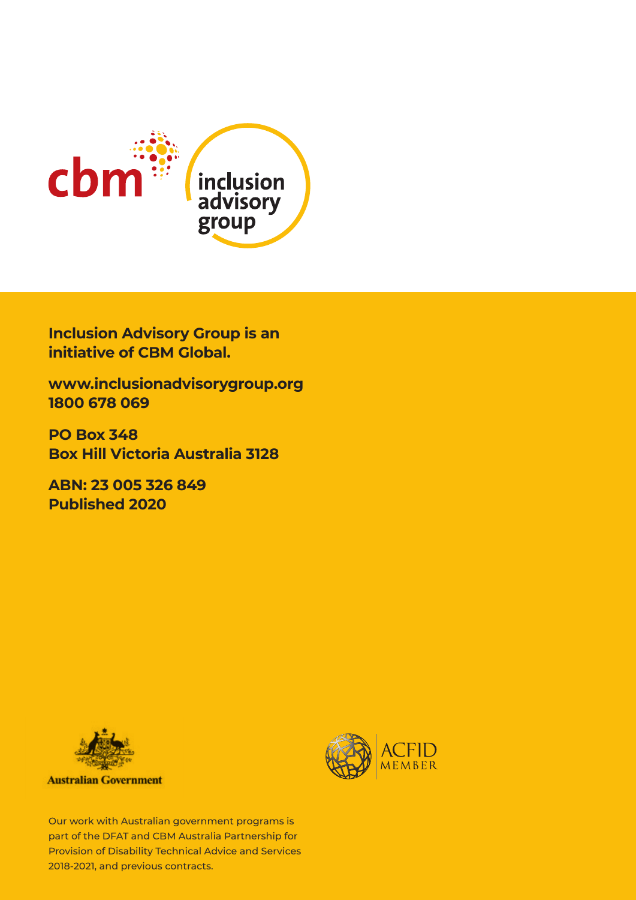cbm inclusion advisory group

**Inclusion Advisory Group is an initiative of CBM Global.**

**www.inclusionadvisorygroup.org**
**1800 678 069**

**PO Box 348**
**Box Hill Victoria Australia 3128**

**ABN: 23 005 326 849**
**Published 2020**

Australian Government

ACFID MEMBER

Our work with Australian government programs is part of the DFAT and CBM Australia Partnership for Provision of Disability Technical Advice and Services 2018-2021, and previous contracts.